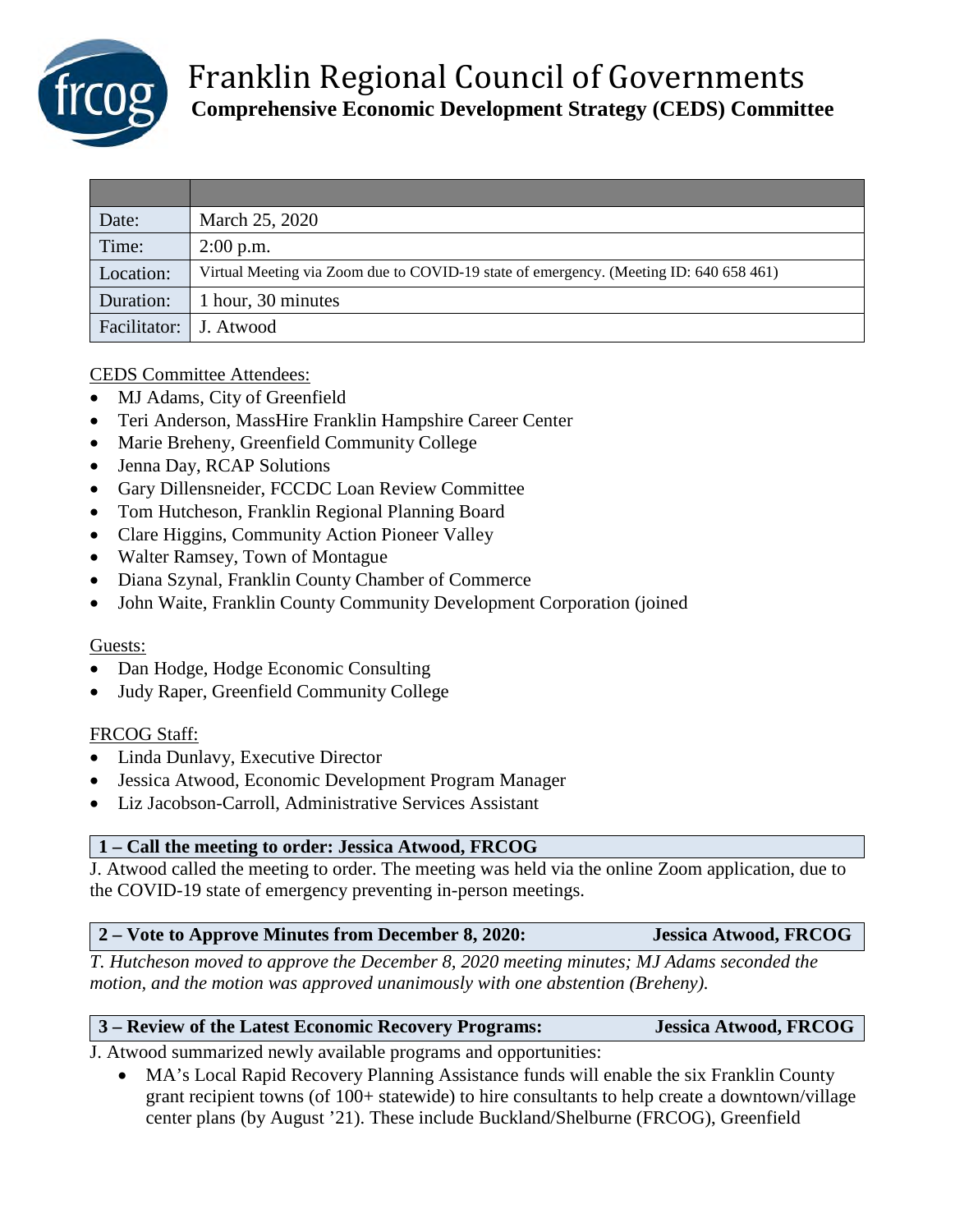# Franklin Regional Council of Governments

## Comprehensive Economic Development Strategy (CEDS) Committee

| | |
|---|---|
| Date: | March 25, 2020 |
| Time: | 2:00 p.m. |
| Location: | Virtual Meeting via Zoom due to COVID-19 state of emergency. (Meeting ID: 640 658 461) |
| Duration: | 1 hour, 30 minutes |
| Facilitator: | J. Atwood |

CEDS Committee Attendees:

- MJ Adams, City of Greenfield
- Teri Anderson, MassHire Franklin Hampshire Career Center
- Marie Breheny, Greenfield Community College
- Jenna Day, RCAP Solutions
- Gary Dillensneider, FCCDC Loan Review Committee
- Tom Hutcheson, Franklin Regional Planning Board
- Clare Higgins, Community Action Pioneer Valley
- Walter Ramsey, Town of Montague
- Diana Szynal, Franklin County Chamber of Commerce
- John Waite, Franklin County Community Development Corporation (joined

Guests:

- Dan Hodge, Hodge Economic Consulting
- Judy Raper, Greenfield Community College

FRCOG Staff:

- Linda Dunlavy, Executive Director
- Jessica Atwood, Economic Development Program Manager
- Liz Jacobson-Carroll, Administrative Services Assistant

### 1 – Call the meeting to order: Jessica Atwood, FRCOG

J. Atwood called the meeting to order. The meeting was held via the online Zoom application, due to the COVID-19 state of emergency preventing in-person meetings.

### 2 – Vote to Approve Minutes from December 8, 2020: Jessica Atwood, FRCOG

*T. Hutcheson moved to approve the December 8, 2020 meeting minutes; MJ Adams seconded the motion, and the motion was approved unanimously with one abstention (Breheny).*

### 3 – Review of the Latest Economic Recovery Programs: Jessica Atwood, FRCOG

J. Atwood summarized newly available programs and opportunities:

- MA's Local Rapid Recovery Planning Assistance funds will enable the six Franklin County grant recipient towns (of 100+ statewide) to hire consultants to help create a downtown/village center plans (by August '21). These include Buckland/Shelburne (FRCOG), Greenfield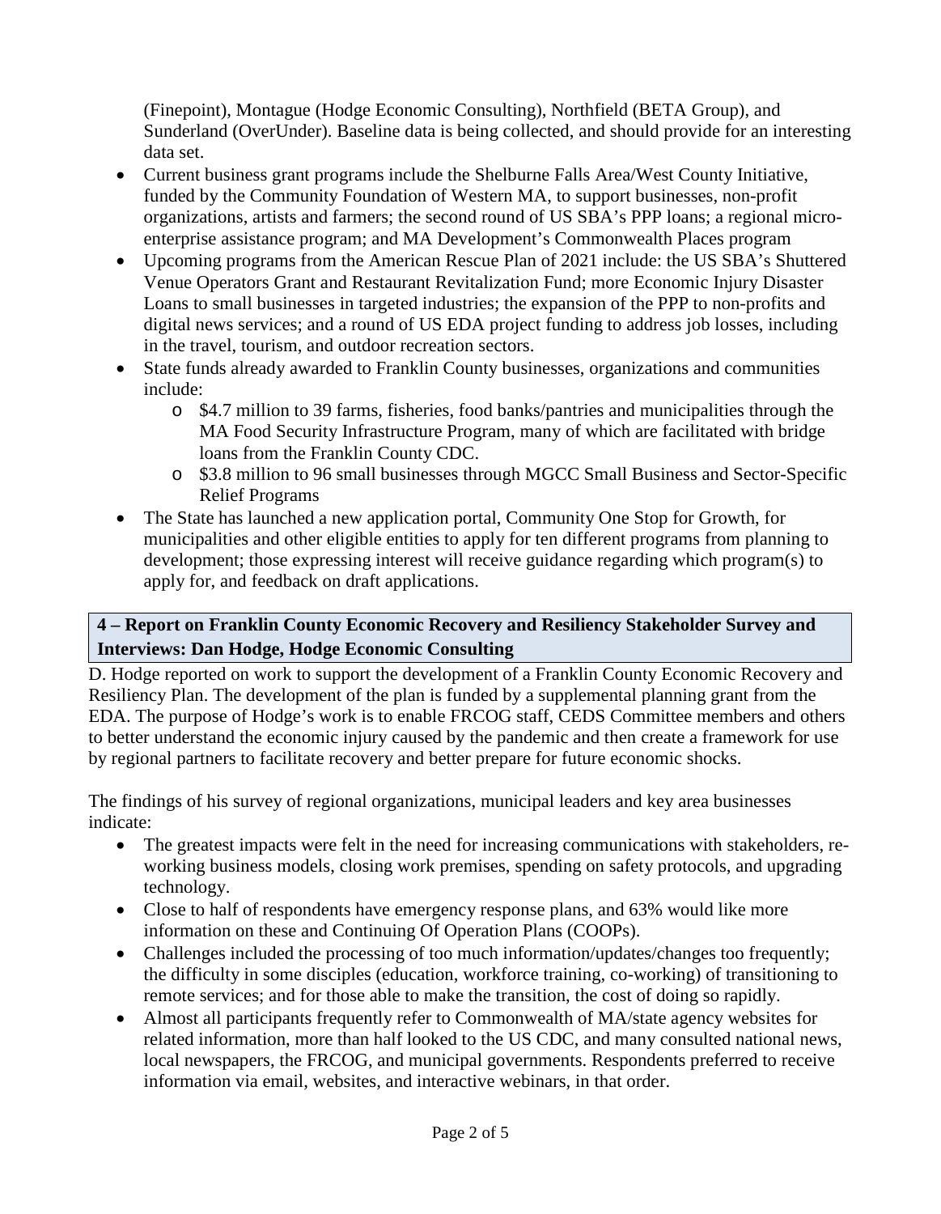(Finepoint), Montague (Hodge Economic Consulting), Northfield (BETA Group), and Sunderland (OverUnder). Baseline data is being collected, and should provide for an interesting data set.

- Current business grant programs include the Shelburne Falls Area/West County Initiative, funded by the Community Foundation of Western MA, to support businesses, non-profit organizations, artists and farmers; the second round of US SBA's PPP loans; a regional micro-enterprise assistance program; and MA Development's Commonwealth Places program
- Upcoming programs from the American Rescue Plan of 2021 include: the US SBA's Shuttered Venue Operators Grant and Restaurant Revitalization Fund; more Economic Injury Disaster Loans to small businesses in targeted industries; the expansion of the PPP to non-profits and digital news services; and a round of US EDA project funding to address job losses, including in the travel, tourism, and outdoor recreation sectors.
- State funds already awarded to Franklin County businesses, organizations and communities include:
  - $4.7 million to 39 farms, fisheries, food banks/pantries and municipalities through the MA Food Security Infrastructure Program, many of which are facilitated with bridge loans from the Franklin County CDC.
  - $3.8 million to 96 small businesses through MGCC Small Business and Sector-Specific Relief Programs
- The State has launched a new application portal, Community One Stop for Growth, for municipalities and other eligible entities to apply for ten different programs from planning to development; those expressing interest will receive guidance regarding which program(s) to apply for, and feedback on draft applications.

## 4 – Report on Franklin County Economic Recovery and Resiliency Stakeholder Survey and Interviews: Dan Hodge, Hodge Economic Consulting

D. Hodge reported on work to support the development of a Franklin County Economic Recovery and Resiliency Plan. The development of the plan is funded by a supplemental planning grant from the EDA. The purpose of Hodge's work is to enable FRCOG staff, CEDS Committee members and others to better understand the economic injury caused by the pandemic and then create a framework for use by regional partners to facilitate recovery and better prepare for future economic shocks.

The findings of his survey of regional organizations, municipal leaders and key area businesses indicate:

- The greatest impacts were felt in the need for increasing communications with stakeholders, re-working business models, closing work premises, spending on safety protocols, and upgrading technology.
- Close to half of respondents have emergency response plans, and 63% would like more information on these and Continuing Of Operation Plans (COOPs).
- Challenges included the processing of too much information/updates/changes too frequently; the difficulty in some disciples (education, workforce training, co-working) of transitioning to remote services; and for those able to make the transition, the cost of doing so rapidly.
- Almost all participants frequently refer to Commonwealth of MA/state agency websites for related information, more than half looked to the US CDC, and many consulted national news, local newspapers, the FRCOG, and municipal governments. Respondents preferred to receive information via email, websites, and interactive webinars, in that order.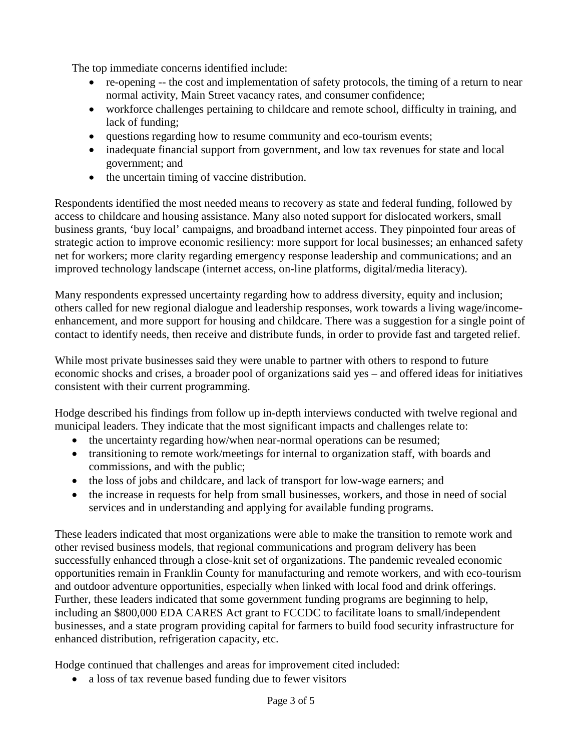The top immediate concerns identified include:

- re-opening -- the cost and implementation of safety protocols, the timing of a return to near normal activity, Main Street vacancy rates, and consumer confidence;
- workforce challenges pertaining to childcare and remote school, difficulty in training, and lack of funding;
- questions regarding how to resume community and eco-tourism events;
- inadequate financial support from government, and low tax revenues for state and local government; and
- the uncertain timing of vaccine distribution.

Respondents identified the most needed means to recovery as state and federal funding, followed by access to childcare and housing assistance. Many also noted support for dislocated workers, small business grants, 'buy local' campaigns, and broadband internet access. They pinpointed four areas of strategic action to improve economic resiliency: more support for local businesses; an enhanced safety net for workers; more clarity regarding emergency response leadership and communications; and an improved technology landscape (internet access, on-line platforms, digital/media literacy).

Many respondents expressed uncertainty regarding how to address diversity, equity and inclusion; others called for new regional dialogue and leadership responses, work towards a living wage/income-enhancement, and more support for housing and childcare. There was a suggestion for a single point of contact to identify needs, then receive and distribute funds, in order to provide fast and targeted relief.

While most private businesses said they were unable to partner with others to respond to future economic shocks and crises, a broader pool of organizations said yes – and offered ideas for initiatives consistent with their current programming.

Hodge described his findings from follow up in-depth interviews conducted with twelve regional and municipal leaders. They indicate that the most significant impacts and challenges relate to:

- the uncertainty regarding how/when near-normal operations can be resumed;
- transitioning to remote work/meetings for internal to organization staff, with boards and commissions, and with the public;
- the loss of jobs and childcare, and lack of transport for low-wage earners; and
- the increase in requests for help from small businesses, workers, and those in need of social services and in understanding and applying for available funding programs.

These leaders indicated that most organizations were able to make the transition to remote work and other revised business models, that regional communications and program delivery has been successfully enhanced through a close-knit set of organizations. The pandemic revealed economic opportunities remain in Franklin County for manufacturing and remote workers, and with eco-tourism and outdoor adventure opportunities, especially when linked with local food and drink offerings. Further, these leaders indicated that some government funding programs are beginning to help, including an $800,000 EDA CARES Act grant to FCCDC to facilitate loans to small/independent businesses, and a state program providing capital for farmers to build food security infrastructure for enhanced distribution, refrigeration capacity, etc.

Hodge continued that challenges and areas for improvement cited included:

- a loss of tax revenue based funding due to fewer visitors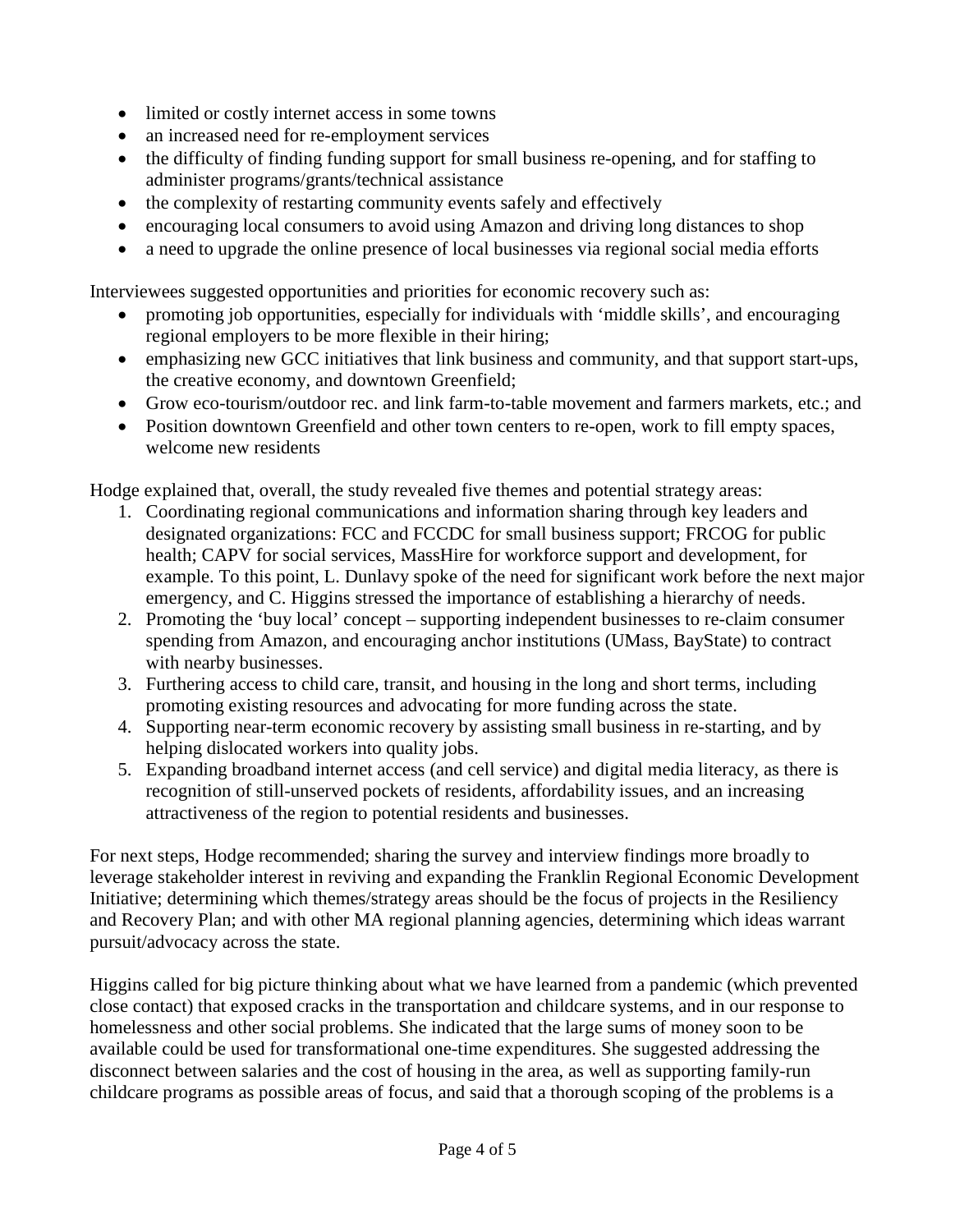- limited or costly internet access in some towns
- an increased need for re-employment services
- the difficulty of finding funding support for small business re-opening, and for staffing to administer programs/grants/technical assistance
- the complexity of restarting community events safely and effectively
- encouraging local consumers to avoid using Amazon and driving long distances to shop
- a need to upgrade the online presence of local businesses via regional social media efforts

Interviewees suggested opportunities and priorities for economic recovery such as:

- promoting job opportunities, especially for individuals with 'middle skills', and encouraging regional employers to be more flexible in their hiring;
- emphasizing new GCC initiatives that link business and community, and that support start-ups, the creative economy, and downtown Greenfield;
- Grow eco-tourism/outdoor rec. and link farm-to-table movement and farmers markets, etc.; and
- Position downtown Greenfield and other town centers to re-open, work to fill empty spaces, welcome new residents

Hodge explained that, overall, the study revealed five themes and potential strategy areas:

1. Coordinating regional communications and information sharing through key leaders and designated organizations: FCC and FCCDC for small business support; FRCOG for public health; CAPV for social services, MassHire for workforce support and development, for example. To this point, L. Dunlavy spoke of the need for significant work before the next major emergency, and C. Higgins stressed the importance of establishing a hierarchy of needs.
2. Promoting the 'buy local' concept – supporting independent businesses to re-claim consumer spending from Amazon, and encouraging anchor institutions (UMass, BayState) to contract with nearby businesses.
3. Furthering access to child care, transit, and housing in the long and short terms, including promoting existing resources and advocating for more funding across the state.
4. Supporting near-term economic recovery by assisting small business in re-starting, and by helping dislocated workers into quality jobs.
5. Expanding broadband internet access (and cell service) and digital media literacy, as there is recognition of still-unserved pockets of residents, affordability issues, and an increasing attractiveness of the region to potential residents and businesses.

For next steps, Hodge recommended; sharing the survey and interview findings more broadly to leverage stakeholder interest in reviving and expanding the Franklin Regional Economic Development Initiative; determining which themes/strategy areas should be the focus of projects in the Resiliency and Recovery Plan; and with other MA regional planning agencies, determining which ideas warrant pursuit/advocacy across the state.

Higgins called for big picture thinking about what we have learned from a pandemic (which prevented close contact) that exposed cracks in the transportation and childcare systems, and in our response to homelessness and other social problems. She indicated that the large sums of money soon to be available could be used for transformational one-time expenditures. She suggested addressing the disconnect between salaries and the cost of housing in the area, as well as supporting family-run childcare programs as possible areas of focus, and said that a thorough scoping of the problems is a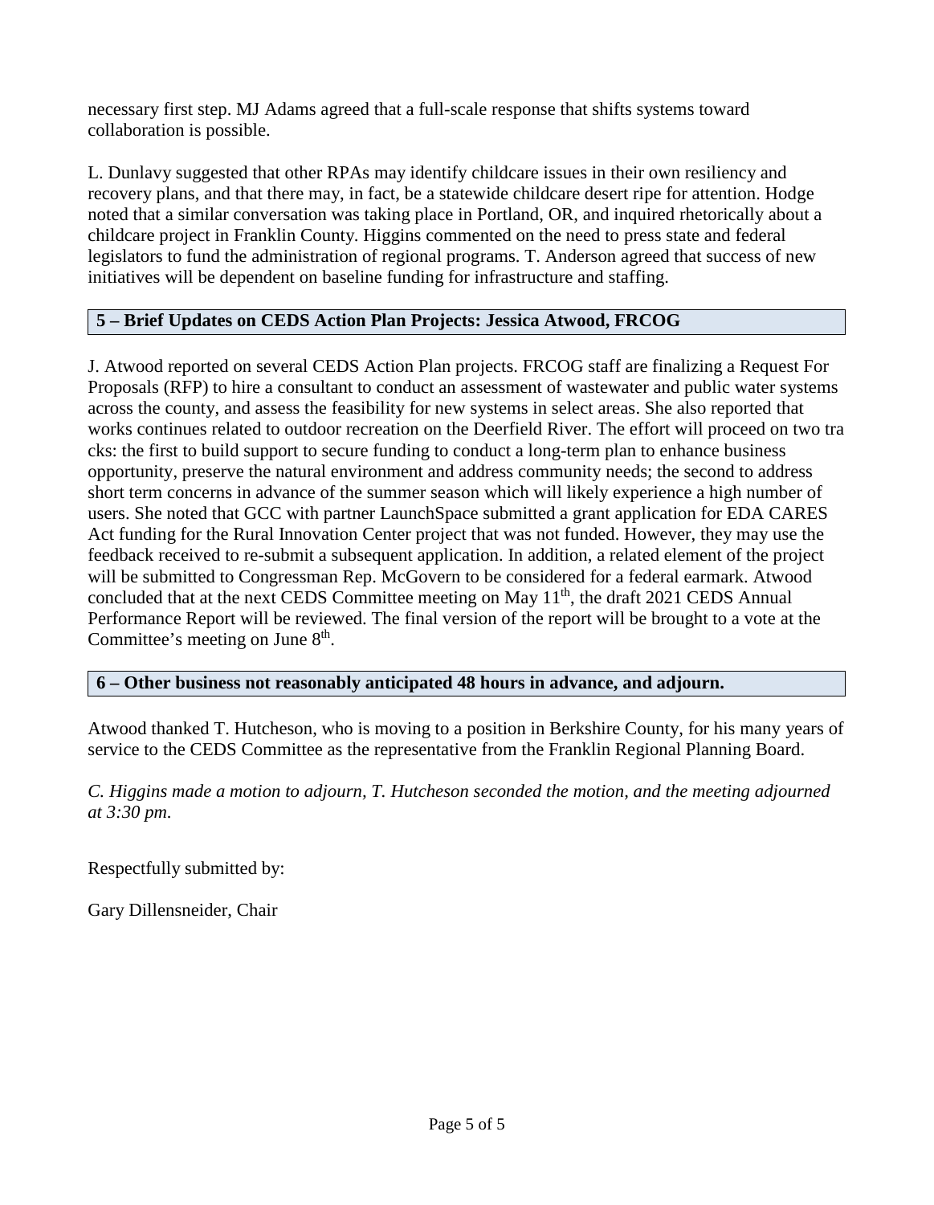necessary first step. MJ Adams agreed that a full-scale response that shifts systems toward collaboration is possible.

L. Dunlavy suggested that other RPAs may identify childcare issues in their own resiliency and recovery plans, and that there may, in fact, be a statewide childcare desert ripe for attention. Hodge noted that a similar conversation was taking place in Portland, OR, and inquired rhetorically about a childcare project in Franklin County. Higgins commented on the need to press state and federal legislators to fund the administration of regional programs. T. Anderson agreed that success of new initiatives will be dependent on baseline funding for infrastructure and staffing.

## 5 – Brief Updates on CEDS Action Plan Projects: Jessica Atwood, FRCOG

J. Atwood reported on several CEDS Action Plan projects. FRCOG staff are finalizing a Request For Proposals (RFP) to hire a consultant to conduct an assessment of wastewater and public water systems across the county, and assess the feasibility for new systems in select areas. She also reported that works continues related to outdoor recreation on the Deerfield River. The effort will proceed on two tra cks: the first to build support to secure funding to conduct a long-term plan to enhance business opportunity, preserve the natural environment and address community needs; the second to address short term concerns in advance of the summer season which will likely experience a high number of users. She noted that GCC with partner LaunchSpace submitted a grant application for EDA CARES Act funding for the Rural Innovation Center project that was not funded. However, they may use the feedback received to re-submit a subsequent application. In addition, a related element of the project will be submitted to Congressman Rep. McGovern to be considered for a federal earmark. Atwood concluded that at the next CEDS Committee meeting on May 11th, the draft 2021 CEDS Annual Performance Report will be reviewed. The final version of the report will be brought to a vote at the Committee's meeting on June 8th.

## 6 – Other business not reasonably anticipated 48 hours in advance, and adjourn.

Atwood thanked T. Hutcheson, who is moving to a position in Berkshire County, for his many years of service to the CEDS Committee as the representative from the Franklin Regional Planning Board.

*C. Higgins made a motion to adjourn, T. Hutcheson seconded the motion, and the meeting adjourned at 3:30 pm.*

Respectfully submitted by:

Gary Dillensneider, Chair